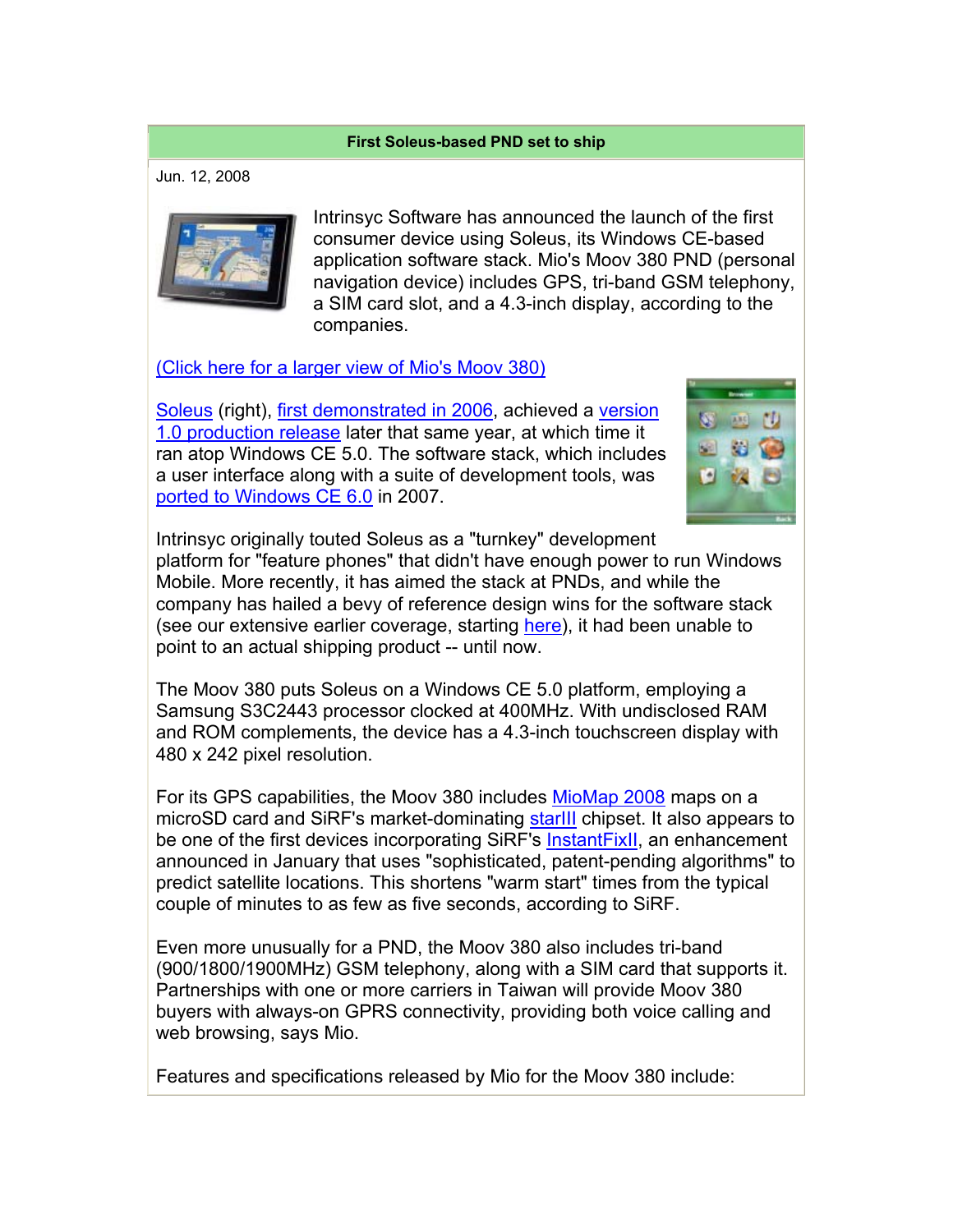## First Soleus-based PND set to ship

Jun. 12, 2008

Intrinsyc Software has announced the launch of the first consumer device using Soleus, its Windows CE-based application software stack. Mio's Moov 380 PND (personal navigation device) includes GPS, tri-band GSM telephony, a SIM card slot, and a 4.3-inch display, according to the companies.

(Click here for a larger view of Mio's Moov 380)

Soleus (right), first demonstrated in 2006, achieved a version 1.0 production release later that same year, at which time it ran atop Windows CE 5.0. The software stack, which includes a user interface along with a suite of development tools, was ported to Windows CE 6.0 in 2007.

Intrinsyc originally touted Soleus as a "turnkey" development platform for "feature phones" that didn't have enough power to run Windows Mobile. More recently, it has aimed the stack at PNDs, and while the company has hailed a bevy of reference design wins for the software stack (see our extensive earlier coverage, starting here), it had been unable to point to an actual shipping product -- until now.

The Moov 380 puts Soleus on a Windows CE 5.0 platform, employing a Samsung S3C2443 processor clocked at 400MHz. With undisclosed RAM and ROM complements, the device has a 4.3-inch touchscreen display with 480 x 242 pixel resolution.

For its GPS capabilities, the Moov 380 includes MioMap 2008 maps on a microSD card and SiRF's market-dominating starIII chipset. It also appears to be one of the first devices incorporating SiRF's InstantFixII, an enhancement announced in January that uses "sophisticated, patent-pending algorithms" to predict satellite locations. This shortens "warm start" times from the typical couple of minutes to as few as five seconds, according to SiRF.

Even more unusually for a PND, the Moov 380 also includes tri-band (900/1800/1900MHz) GSM telephony, along with a SIM card that supports it. Partnerships with one or more carriers in Taiwan will provide Moov 380 buyers with always-on GPRS connectivity, providing both voice calling and web browsing, says Mio.

Features and specifications released by Mio for the Moov 380 include: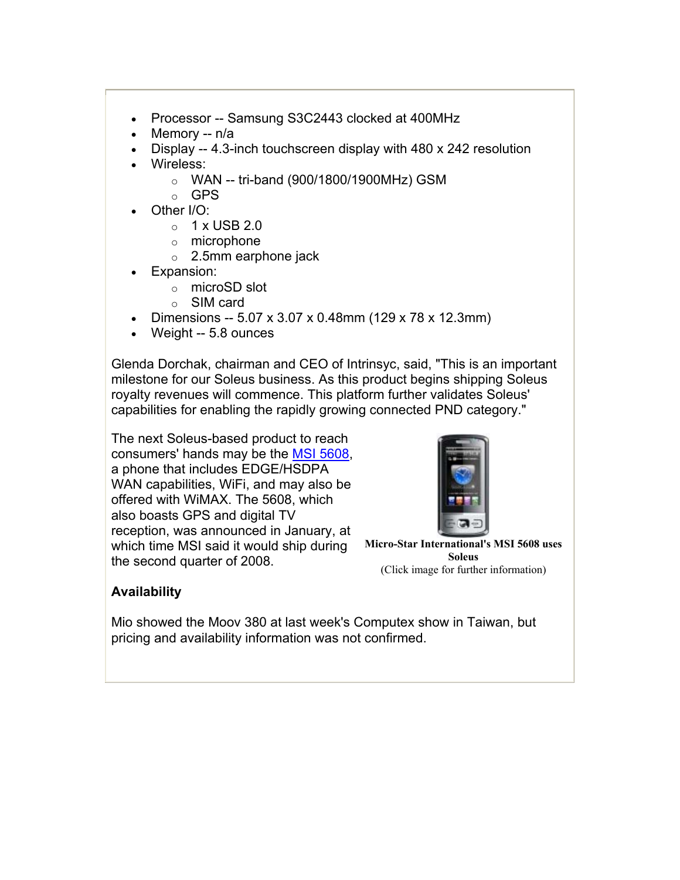- Processor -- Samsung S3C2443 clocked at 400MHz
- Memory -- n/a
- Display -- 4.3-inch touchscreen display with 480 x 242 resolution
- Wireless:
  - WAN -- tri-band (900/1800/1900MHz) GSM
  - GPS
- Other I/O:
  - 1 x USB 2.0
  - microphone
  - 2.5mm earphone jack
- Expansion:
  - microSD slot
  - SIM card
- Dimensions -- 5.07 x 3.07 x 0.48mm (129 x 78 x 12.3mm)
- Weight -- 5.8 ounces

Glenda Dorchak, chairman and CEO of Intrinsyc, said, "This is an important milestone for our Soleus business. As this product begins shipping Soleus royalty revenues will commence. This platform further validates Soleus' capabilities for enabling the rapidly growing connected PND category."

The next Soleus-based product to reach consumers' hands may be the MSI 5608, a phone that includes EDGE/HSDPA WAN capabilities, WiFi, and may also be offered with WiMAX. The 5608, which also boasts GPS and digital TV reception, was announced in January, at which time MSI said it would ship during the second quarter of 2008.

**Micro-Star International's MSI 5608 uses Soleus**
(Click image for further information)

**Availability**

Mio showed the Moov 380 at last week's Computex show in Taiwan, but pricing and availability information was not confirmed.